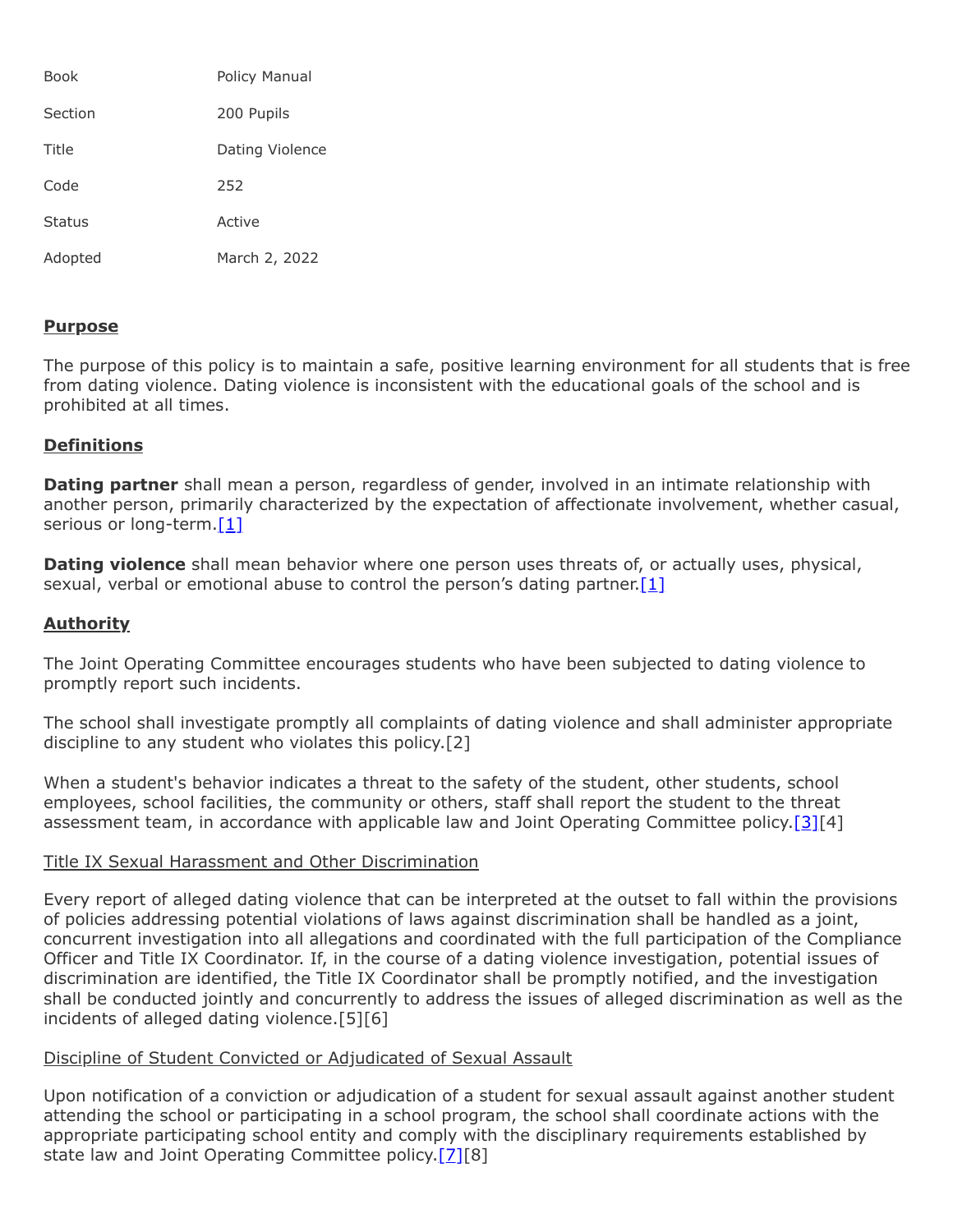| Book | Policy Manual |
| --- | --- |
| Section | 200 Pupils |
| Title | Dating Violence |
| Code | 252 |
| Status | Active |
| Adopted | March 2, 2022 |

## Purpose

The purpose of this policy is to maintain a safe, positive learning environment for all students that is free from dating violence. Dating violence is inconsistent with the educational goals of the school and is prohibited at all times.

## Definitions

**Dating partner** shall mean a person, regardless of gender, involved in an intimate relationship with another person, primarily characterized by the expectation of affectionate involvement, whether casual, serious or long-term.[1]

**Dating violence** shall mean behavior where one person uses threats of, or actually uses, physical, sexual, verbal or emotional abuse to control the person's dating partner.[1]

## Authority

The Joint Operating Committee encourages students who have been subjected to dating violence to promptly report such incidents.

The school shall investigate promptly all complaints of dating violence and shall administer appropriate discipline to any student who violates this policy.[2]

When a student's behavior indicates a threat to the safety of the student, other students, school employees, school facilities, the community or others, staff shall report the student to the threat assessment team, in accordance with applicable law and Joint Operating Committee policy.[3][4]

### Title IX Sexual Harassment and Other Discrimination

Every report of alleged dating violence that can be interpreted at the outset to fall within the provisions of policies addressing potential violations of laws against discrimination shall be handled as a joint, concurrent investigation into all allegations and coordinated with the full participation of the Compliance Officer and Title IX Coordinator. If, in the course of a dating violence investigation, potential issues of discrimination are identified, the Title IX Coordinator shall be promptly notified, and the investigation shall be conducted jointly and concurrently to address the issues of alleged discrimination as well as the incidents of alleged dating violence.[5][6]

### Discipline of Student Convicted or Adjudicated of Sexual Assault

Upon notification of a conviction or adjudication of a student for sexual assault against another student attending the school or participating in a school program, the school shall coordinate actions with the appropriate participating school entity and comply with the disciplinary requirements established by state law and Joint Operating Committee policy.[7][8]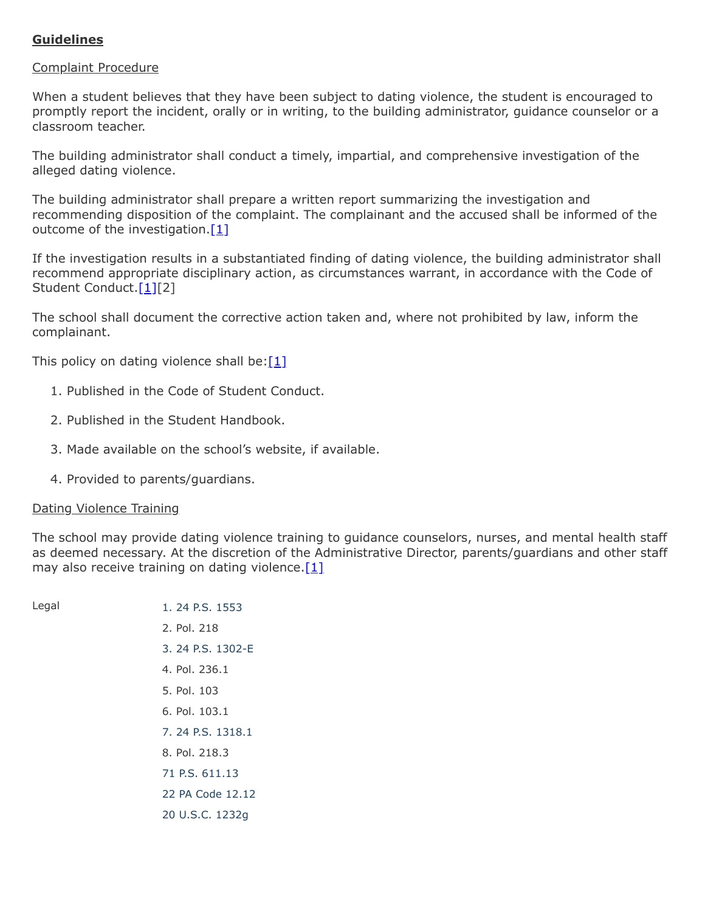**Guidelines**

Complaint Procedure

When a student believes that they have been subject to dating violence, the student is encouraged to promptly report the incident, orally or in writing, to the building administrator, guidance counselor or a classroom teacher.

The building administrator shall conduct a timely, impartial, and comprehensive investigation of the alleged dating violence.

The building administrator shall prepare a written report summarizing the investigation and recommending disposition of the complaint. The complainant and the accused shall be informed of the outcome of the investigation.[1]

If the investigation results in a substantiated finding of dating violence, the building administrator shall recommend appropriate disciplinary action, as circumstances warrant, in accordance with the Code of Student Conduct.[1][2]

The school shall document the corrective action taken and, where not prohibited by law, inform the complainant.

This policy on dating violence shall be:[1]

1. Published in the Code of Student Conduct.
2. Published in the Student Handbook.
3. Made available on the school's website, if available.
4. Provided to parents/guardians.

Dating Violence Training

The school may provide dating violence training to guidance counselors, nurses, and mental health staff as deemed necessary. At the discretion of the Administrative Director, parents/guardians and other staff may also receive training on dating violence.[1]

Legal

1. 24 P.S. 1553
2. Pol. 218
3. 24 P.S. 1302-E
4. Pol. 236.1
5. Pol. 103
6. Pol. 103.1
7. 24 P.S. 1318.1
8. Pol. 218.3

71 P.S. 611.13

22 PA Code 12.12

20 U.S.C. 1232g